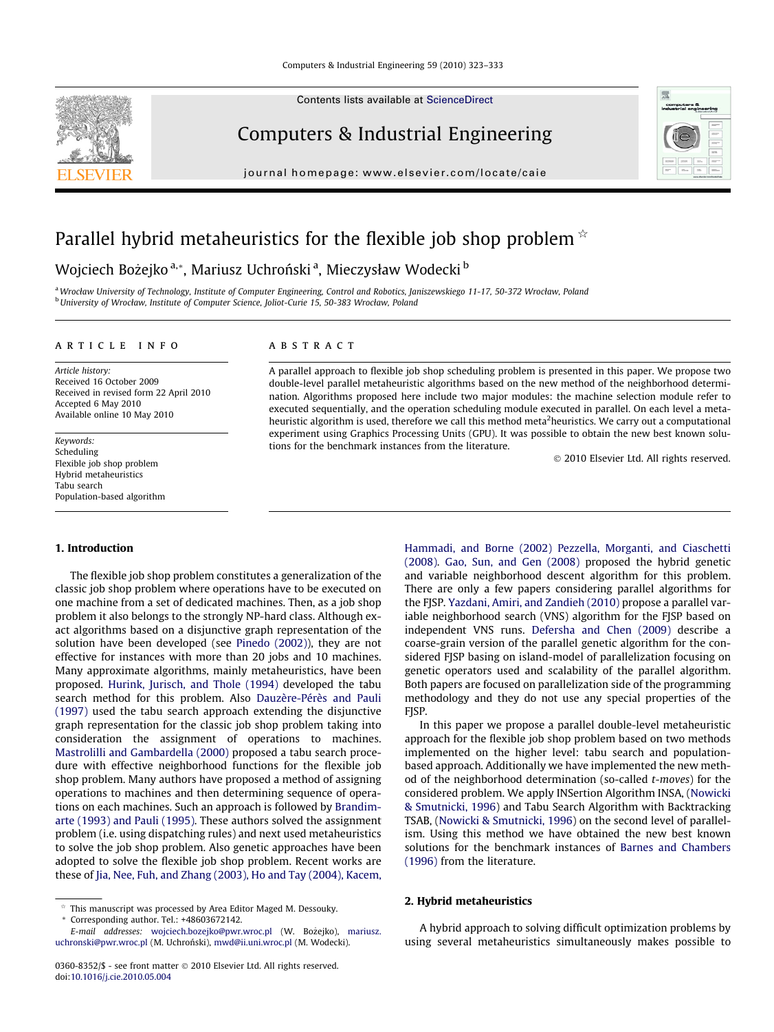# Parallel hybrid metaheuristics for the flexible job shop problem ☆

Wojciech Bożejko [a,*], Mariusz Uchroński [a], Mieczysław Wodecki [b]

[a] Wrocław University of Technology, Institute of Computer Engineering, Control and Robotics, Janiszewskiego 11-17, 50-372 Wrocław, Poland
[b] University of Wrocław, Institute of Computer Science, Joliot-Curie 15, 50-383 Wrocław, Poland

## ARTICLE INFO

*Article history:*
Received 16 October 2009
Received in revised form 22 April 2010
Accepted 6 May 2010
Available online 10 May 2010

*Keywords:*
Scheduling
Flexible job shop problem
Hybrid metaheuristics
Tabu search
Population-based algorithm

## ABSTRACT

A parallel approach to flexible job shop scheduling problem is presented in this paper. We propose two double-level parallel metaheuristic algorithms based on the new method of the neighborhood determination. Algorithms proposed here include two major modules: the machine selection module refer to executed sequentially, and the operation scheduling module executed in parallel. On each level a metaheuristic algorithm is used, therefore we call this method meta$^2$heuristics. We carry out a computational experiment using Graphics Processing Units (GPU). It was possible to obtain the new best known solutions for the benchmark instances from the literature.

© 2010 Elsevier Ltd. All rights reserved.

## 1. Introduction

The flexible job shop problem constitutes a generalization of the classic job shop problem where operations have to be executed on one machine from a set of dedicated machines. Then, as a job shop problem it also belongs to the strongly NP-hard class. Although exact algorithms based on a disjunctive graph representation of the solution have been developed (see Pinedo (2002)), they are not effective for instances with more than 20 jobs and 10 machines. Many approximate algorithms, mainly metaheuristics, have been proposed. Hurink, Jurisch, and Thole (1994) developed the tabu search method for this problem. Also Dauzère-Pérès and Pauli (1997) used the tabu search approach extending the disjunctive graph representation for the classic job shop problem taking into consideration the assignment of operations to machines. Mastrolilli and Gambardella (2000) proposed a tabu search procedure with effective neighborhood functions for the flexible job shop problem. Many authors have proposed a method of assigning operations to machines and then determining sequence of operations on each machines. Such an approach is followed by Brandimarte (1993) and Pauli (1995). These authors solved the assignment problem (i.e. using dispatching rules) and next used metaheuristics to solve the job shop problem. Also genetic approaches have been adopted to solve the flexible job shop problem. Recent works are these of Jia, Nee, Fuh, and Zhang (2003), Ho and Tay (2004), Kacem, Hammadi, and Borne (2002) Pezzella, Morganti, and Ciaschetti (2008). Gao, Sun, and Gen (2008) proposed the hybrid genetic and variable neighborhood descent algorithm for this problem. There are only a few papers considering parallel algorithms for the FJSP. Yazdani, Amiri, and Zandieh (2010) propose a parallel variable neighborhood search (VNS) algorithm for the FJSP based on independent VNS runs. Defersha and Chen (2009) describe a coarse-grain version of the parallel genetic algorithm for the considered FJSP basing on island-model of parallelization focusing on genetic operators used and scalability of the parallel algorithm. Both papers are focused on parallelization side of the programming methodology and they do not use any special properties of the FJSP.

In this paper we propose a parallel double-level metaheuristic approach for the flexible job shop problem based on two methods implemented on the higher level: tabu search and population-based approach. Additionally we have implemented the new method of the neighborhood determination (so-called *t-moves*) for the considered problem. We apply INSertion Algorithm INSA, (Nowicki & Smutnicki, 1996) and Tabu Search Algorithm with Backtracking TSAB, (Nowicki & Smutnicki, 1996) on the second level of parallelism. Using this method we have obtained the new best known solutions for the benchmark instances of Barnes and Chambers (1996) from the literature.

## 2. Hybrid metaheuristics

A hybrid approach to solving difficult optimization problems by using several metaheuristics simultaneously makes possible to

---

☆ This manuscript was processed by Area Editor Maged M. Dessouky.
* Corresponding author. Tel.: +48603672142.
E-mail addresses: wojciech.bozejko@pwr.wroc.pl (W. Bożejko), mariusz.uchronski@pwr.wroc.pl (M. Uchroński), mwd@ii.uni.wroc.pl (M. Wodecki).

0360-8352/$ - see front matter © 2010 Elsevier Ltd. All rights reserved.
doi:10.1016/j.cie.2010.05.004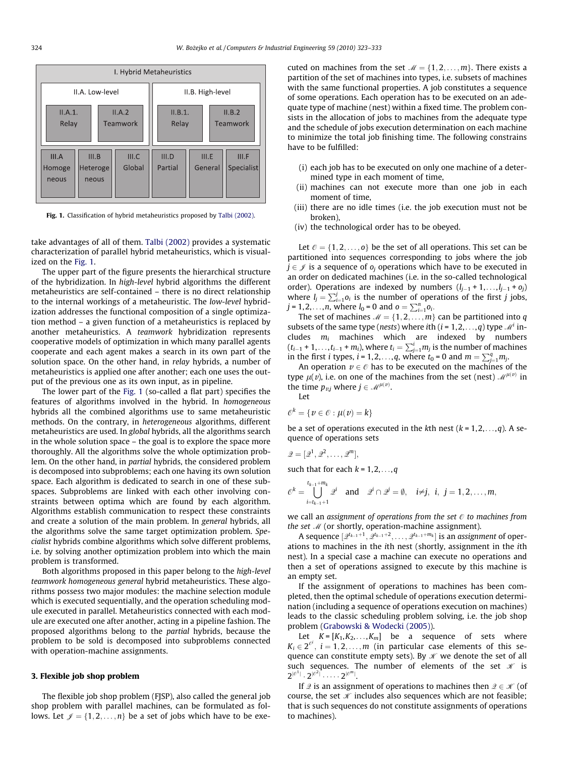I. Hybrid Metaheuristics

- II.A. Low-level
  - II.A.1. Relay
  - II.A.2 Teamwork
- II.B. High-level
  - II.B.1. Relay
  - II.B.2 Teamwork

III.A Homogeneous | III.B Heterogeneous | III.C Global | III.D Partial | III.E General | III.F Specialist

**Fig. 1.** Classification of hybrid metaheuristics proposed by Talbi (2002).

take advantages of all of them. Talbi (2002) provides a systematic characterization of parallel hybrid metaheuristics, which is visualized on the Fig. 1.

The upper part of the figure presents the hierarchical structure of the hybridization. In *high-level* hybrid algorithms the different metaheuristics are self-contained – there is no direct relationship to the internal workings of a metaheuristic. The *low-level* hybridization addresses the functional composition of a single optimization method – a given function of a metaheuristics is replaced by another metaheuristics. A *teamwork* hybridization represents cooperative models of optimization in which many parallel agents cooperate and each agent makes a search in its own part of the solution space. On the other hand, in *relay* hybrids, a number of metaheuristics is applied one after another; each one uses the output of the previous one as its own input, as in pipeline.

The lower part of the Fig. 1 (so-called a flat part) specifies the features of algorithms involved in the hybrid. In *homogeneous* hybrids all the combined algorithms use to same metaheuristic methods. On the contrary, in *heterogeneous* algorithms, different metaheuristics are used. In *global* hybrids, all the algorithms search in the whole solution space – the goal is to explore the space more thoroughly. All the algorithms solve the whole optimization problem. On the other hand, in *partial* hybrids, the considered problem is decomposed into subproblems; each one having its own solution space. Each algorithm is dedicated to search in one of these subspaces. Subproblems are linked with each other involving constraints between optima which are found by each algorithm. Algorithms establish communication to respect these constraints and create a solution of the main problem. In *general* hybrids, all the algorithms solve the same target optimization problem. *Specialist* hybrids combine algorithms which solve different problems, i.e. by solving another optimization problem into which the main problem is transformed.

Both algorithms proposed in this paper belong to the *high-level teamwork homogeneous general* hybrid metaheuristics. These algorithms possess two major modules: the machine selection module which is executed sequentially, and the operation scheduling module executed in parallel. Metaheuristics connected with each module are executed one after another, acting in a pipeline fashion. The proposed algorithms belong to the *partial* hybrids, because the problem to be sold is decomposed into subproblems connected with operation-machine assignments.

## 3. Flexible job shop problem

The flexible job shop problem (FJSP), also called the general job shop problem with parallel machines, can be formulated as follows. Let $\mathcal{J} = \{1, 2, \ldots, n\}$ be a set of jobs which have to be executed on machines from the set $\mathcal{M} = \{1, 2, \ldots, m\}$. There exists a partition of the set of machines into types, i.e. subsets of machines with the same functional properties. A job constitutes a sequence of some operations. Each operation has to be executed on an adequate type of machine (nest) within a fixed time. The problem consists in the allocation of jobs to machines from the adequate type and the schedule of jobs execution determination on each machine to minimize the total job finishing time. The following constrains have to be fulfilled:

(i) each job has to be executed on only one machine of a determined type in each moment of time,
(ii) machines can not execute more than one job in each moment of time,
(iii) there are no idle times (i.e. the job execution must not be broken),
(iv) the technological order has to be obeyed.

Let $\mathcal{O} = \{1, 2, \ldots, o\}$ be the set of all operations. This set can be partitioned into sequences corresponding to jobs where the job $j \in \mathcal{J}$ is a sequence of $o_j$ operations which have to be executed in an order on dedicated machines (i.e. in the so-called technological order). Operations are indexed by numbers $(l_{j-1} + 1, \ldots, l_{j-1} + o_j)$ where $l_j = \sum_{i=1}^{j} o_i$ is the number of operations of the first $j$ jobs, $j = 1, 2, \ldots, n$, where $l_0 = 0$ and $o = \sum_{i=1}^{n} o_i$.

The set of machines $\mathcal{M} = \{1, 2, \ldots, m\}$ can be partitioned into $q$ subsets of the same type (*nests*) where $i$th $(i = 1, 2, \ldots, q)$ type $\mathcal{M}^i$ includes $m_i$ machines which are indexed by numbers $(t_{i-1} + 1, \ldots, t_{i-1} + m_i)$, where $t_i = \sum_{j=1}^{i} m_j$ is the number of machines in the first $i$ types, $i = 1, 2, \ldots, q$, where $t_0 = 0$ and $m = \sum_{j=1}^{q} m_j$.

An operation $v \in \mathcal{O}$ has to be executed on the machines of the type $\mu(v)$, i.e. on one of the machines from the set (nest) $\mathcal{M}^{\mu(v)}$ in the time $p_{v,j}$ where $j \in \mathcal{M}^{\mu(v)}$.

Let

$$\mathcal{O}^k = \{v \in \mathcal{O} : \mu(v) = k\}$$

be a set of operations executed in the $k$th nest $(k = 1, 2, \ldots, q)$. A sequence of operations sets

$$\mathcal{Q} = [\mathcal{Q}^1, \mathcal{Q}^2, \ldots, \mathcal{Q}^m],$$

such that for each $k = 1, 2, \ldots, q$

$$\mathcal{O}^k = \bigcup_{i=t_{k-1}+1}^{t_{k-1}+m_k} \mathcal{Q}^i \quad \text{and} \quad \mathcal{Q}^i \cap \mathcal{Q}^j = \emptyset, \quad i \neq j, \ i, \ j = 1, 2, \ldots, m,$$

we call an *assignment of operations from the set* $\mathcal{O}$ *to machines from the set* $\mathcal{M}$ (or shortly, operation-machine assignment).

A sequence $[\mathcal{Q}^{t_{k-1}+1}, \mathcal{Q}^{t_{k-1}+2}, \ldots, \mathcal{Q}^{t_{k-1}+m_k}]$ is an *assignment* of operations to machines in the $i$th nest (shortly, assignment in the $i$th nest). In a special case a machine can execute no operations and then a set of operations assigned to execute by this machine is an empty set.

If the assignment of operations to machines has been completed, then the optimal schedule of operations execution determination (including a sequence of operations execution on machines) leads to the classic scheduling problem solving, i.e. the job shop problem (Grabowski & Wodecki (2005)).

Let $K = [K_1, K_2, \ldots, K_m]$ be a sequence of sets where $K_i \in 2^{\mathcal{O}^i}$, $i = 1, 2, \ldots, m$ (in particular case elements of this sequence can constitute empty sets). By $\mathcal{K}$ we denote the set of all such sequences. The number of elements of the set $\mathcal{K}$ is $2^{|\mathcal{O}^1|} \cdot 2^{|\mathcal{O}^2|} \cdot \ldots \cdot 2^{|\mathcal{O}^m|}$.

If $\mathcal{Q}$ is an assignment of operations to machines then $\mathcal{Q} \in \mathcal{K}$ (of course, the set $\mathcal{K}$ includes also sequences which are not feasible; that is such sequences do not constitute assignments of operations to machines).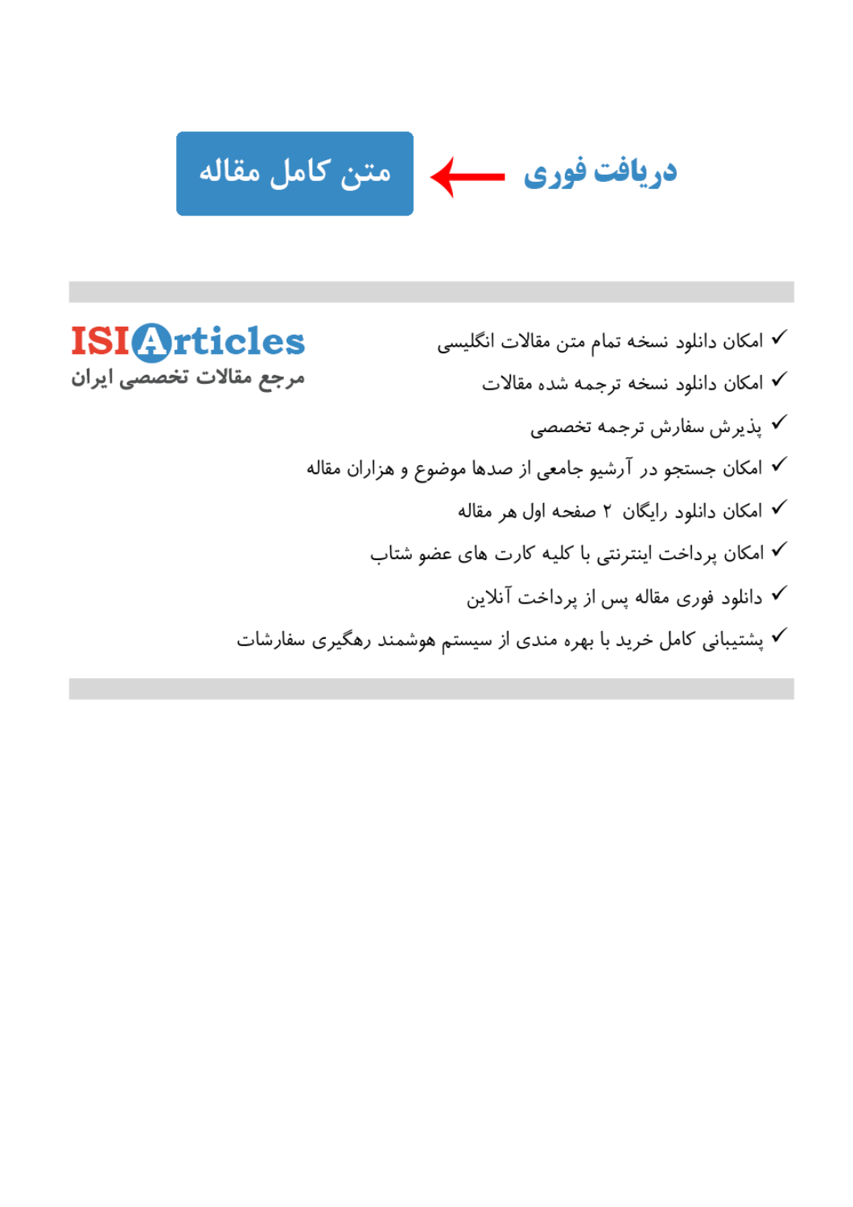دریافت فوری ← متن کامل مقاله

**ISIArticles**
مرجع مقالات تخصصی ایران

- ✓ امکان دانلود نسخه تمام متن مقالات انگلیسی
- ✓ امکان دانلود نسخه ترجمه شده مقالات
- ✓ پذیرش سفارش ترجمه تخصصی
- ✓ امکان جستجو در آرشیو جامعی از صدها موضوع و هزاران مقاله
- ✓ امکان دانلود رایگان ۲ صفحه اول هر مقاله
- ✓ امکان پرداخت اینترنتی با کلیه کارت های عضو شتاب
- ✓ دانلود فوری مقاله پس از پرداخت آنلاین
- ✓ پشتیبانی کامل خرید با بهره مندی از سیستم هوشمند رهگیری سفارشات